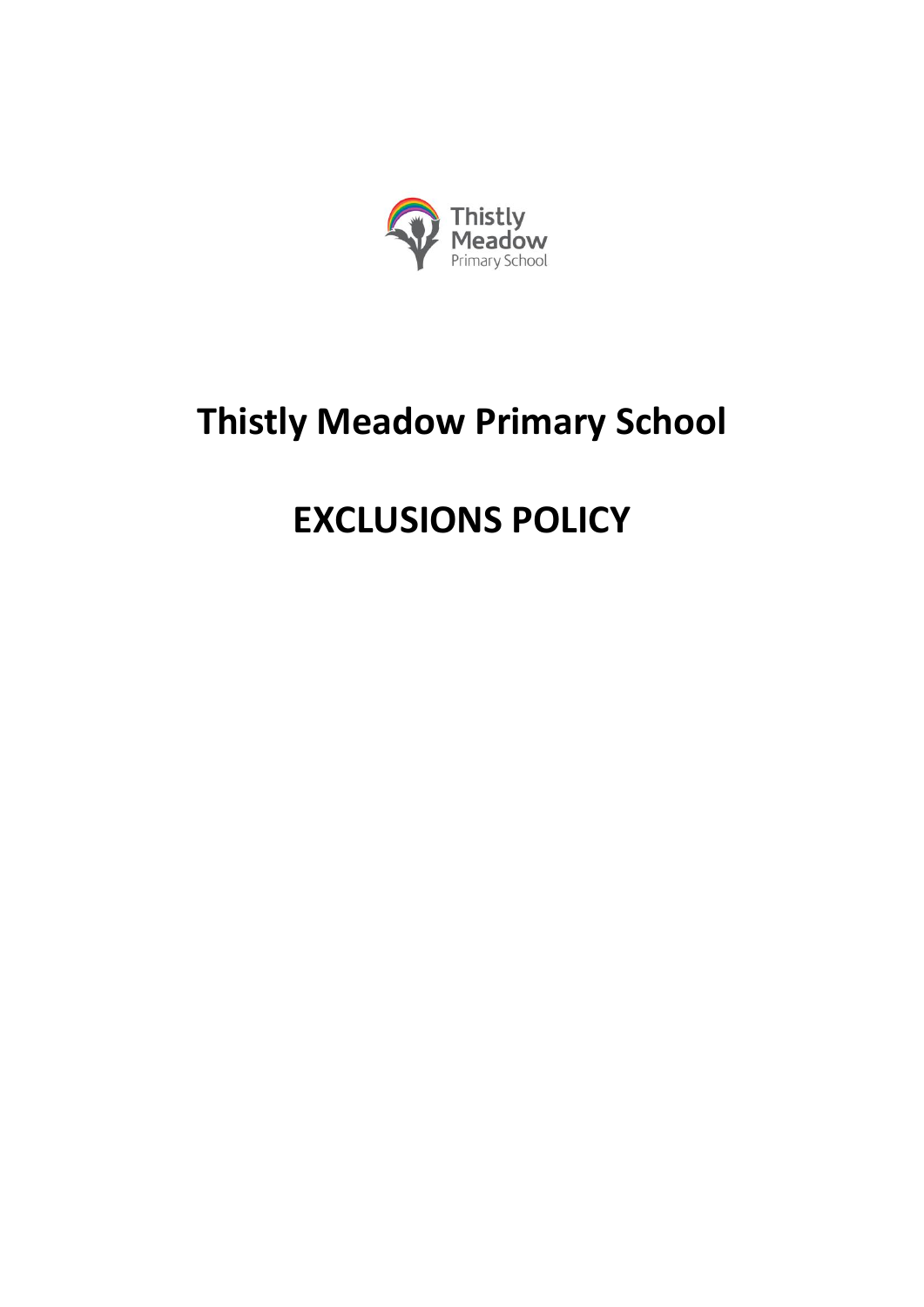# Thistly Meadow Primary School

# EXCLUSIONS POLICY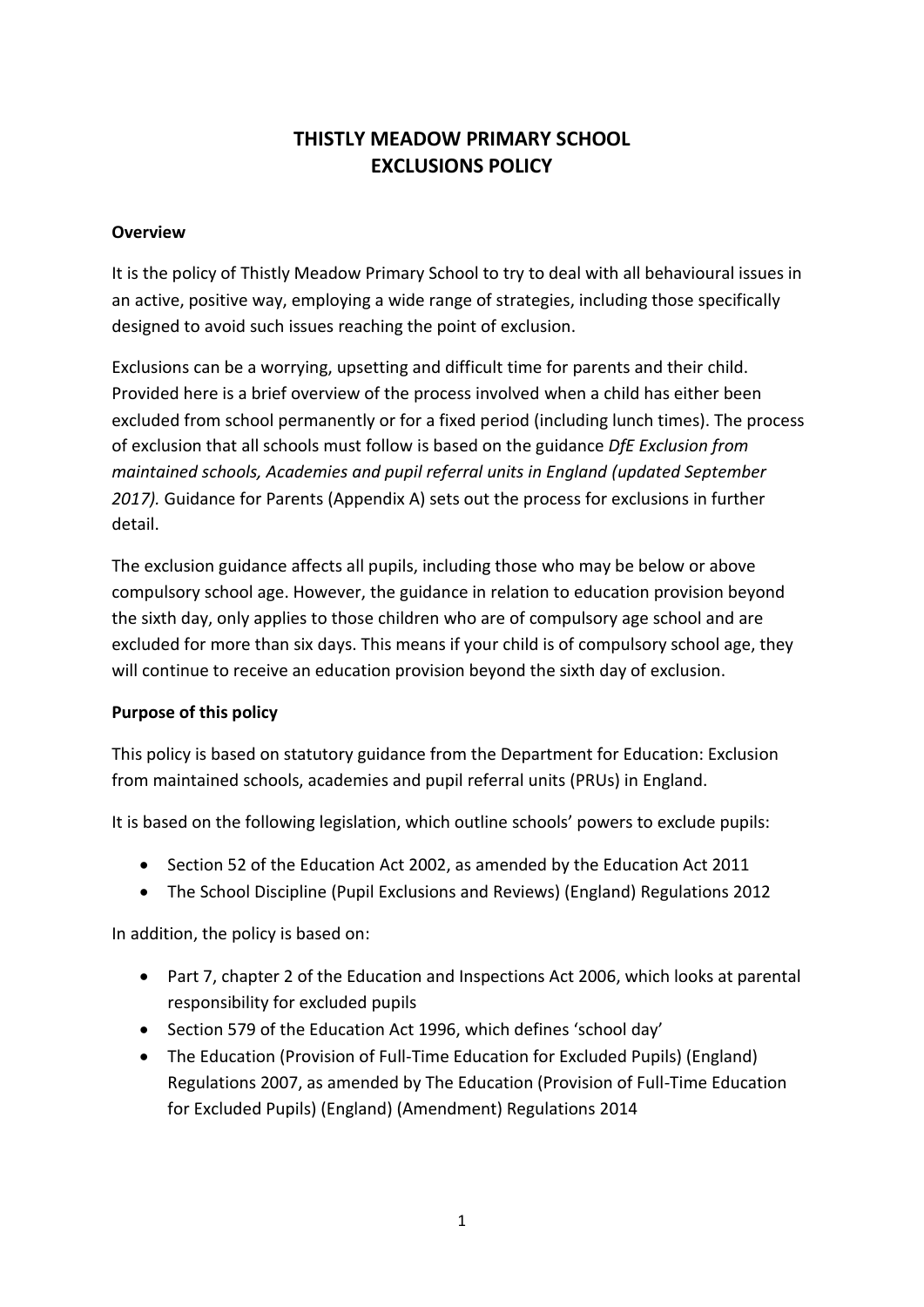# THISTLY MEADOW PRIMARY SCHOOL
# EXCLUSIONS POLICY

**Overview**

It is the policy of Thistly Meadow Primary School to try to deal with all behavioural issues in an active, positive way, employing a wide range of strategies, including those specifically designed to avoid such issues reaching the point of exclusion.

Exclusions can be a worrying, upsetting and difficult time for parents and their child. Provided here is a brief overview of the process involved when a child has either been excluded from school permanently or for a fixed period (including lunch times). The process of exclusion that all schools must follow is based on the guidance *DfE Exclusion from maintained schools, Academies and pupil referral units in England (updated September 2017).* Guidance for Parents (Appendix A) sets out the process for exclusions in further detail.

The exclusion guidance affects all pupils, including those who may be below or above compulsory school age. However, the guidance in relation to education provision beyond the sixth day, only applies to those children who are of compulsory age school and are excluded for more than six days. This means if your child is of compulsory school age, they will continue to receive an education provision beyond the sixth day of exclusion.

**Purpose of this policy**

This policy is based on statutory guidance from the Department for Education: Exclusion from maintained schools, academies and pupil referral units (PRUs) in England.

It is based on the following legislation, which outline schools' powers to exclude pupils:

- Section 52 of the Education Act 2002, as amended by the Education Act 2011
- The School Discipline (Pupil Exclusions and Reviews) (England) Regulations 2012

In addition, the policy is based on:

- Part 7, chapter 2 of the Education and Inspections Act 2006, which looks at parental responsibility for excluded pupils
- Section 579 of the Education Act 1996, which defines 'school day'
- The Education (Provision of Full-Time Education for Excluded Pupils) (England) Regulations 2007, as amended by The Education (Provision of Full-Time Education for Excluded Pupils) (England) (Amendment) Regulations 2014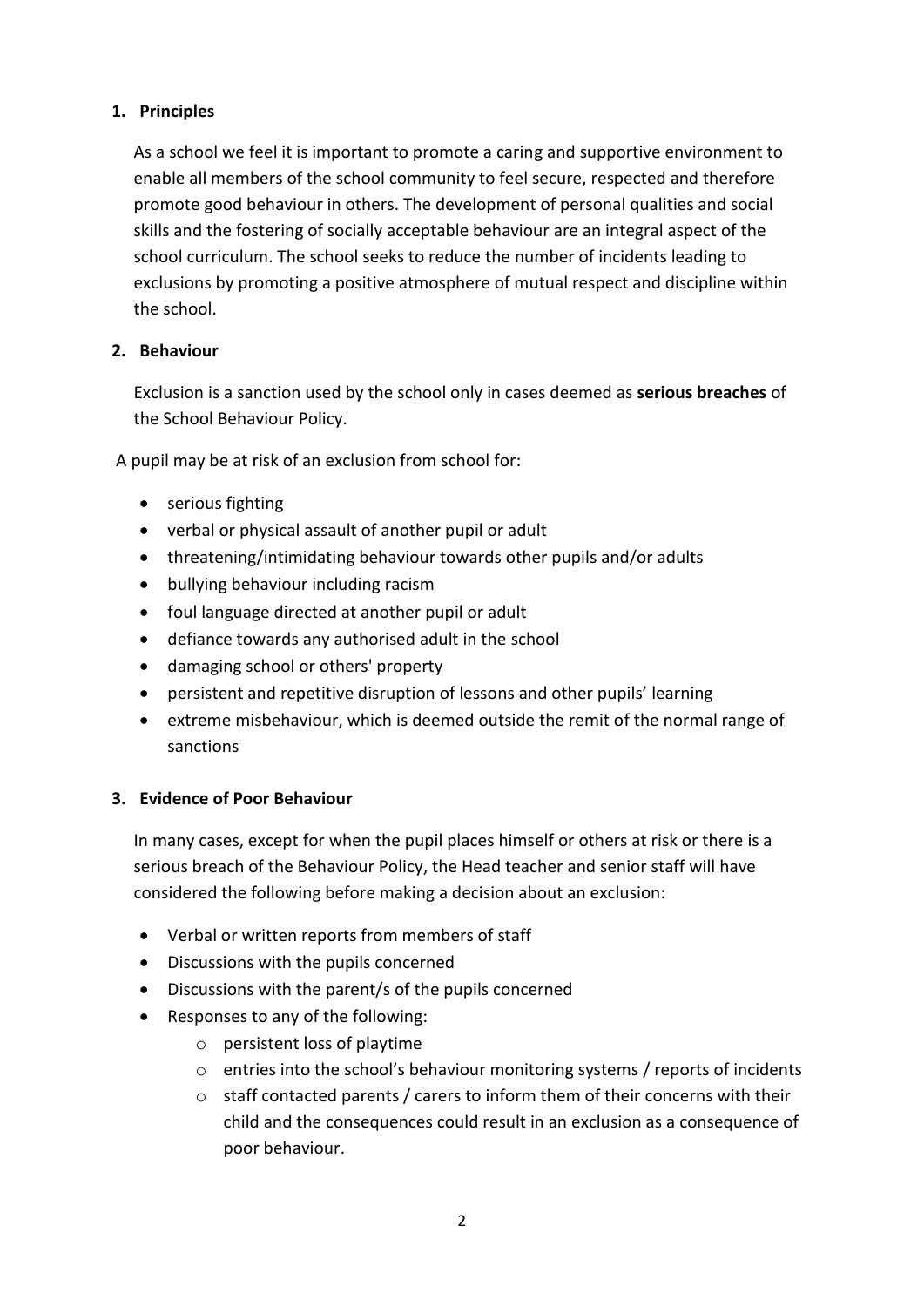## 1. Principles

As a school we feel it is important to promote a caring and supportive environment to enable all members of the school community to feel secure, respected and therefore promote good behaviour in others. The development of personal qualities and social skills and the fostering of socially acceptable behaviour are an integral aspect of the school curriculum. The school seeks to reduce the number of incidents leading to exclusions by promoting a positive atmosphere of mutual respect and discipline within the school.

## 2. Behaviour

Exclusion is a sanction used by the school only in cases deemed as **serious breaches** of the School Behaviour Policy.

A pupil may be at risk of an exclusion from school for:

- serious fighting
- verbal or physical assault of another pupil or adult
- threatening/intimidating behaviour towards other pupils and/or adults
- bullying behaviour including racism
- foul language directed at another pupil or adult
- defiance towards any authorised adult in the school
- damaging school or others' property
- persistent and repetitive disruption of lessons and other pupils' learning
- extreme misbehaviour, which is deemed outside the remit of the normal range of sanctions

## 3. Evidence of Poor Behaviour

In many cases, except for when the pupil places himself or others at risk or there is a serious breach of the Behaviour Policy, the Head teacher and senior staff will have considered the following before making a decision about an exclusion:

- Verbal or written reports from members of staff
- Discussions with the pupils concerned
- Discussions with the parent/s of the pupils concerned
- Responses to any of the following:
  - persistent loss of playtime
  - entries into the school's behaviour monitoring systems / reports of incidents
  - staff contacted parents / carers to inform them of their concerns with their child and the consequences could result in an exclusion as a consequence of poor behaviour.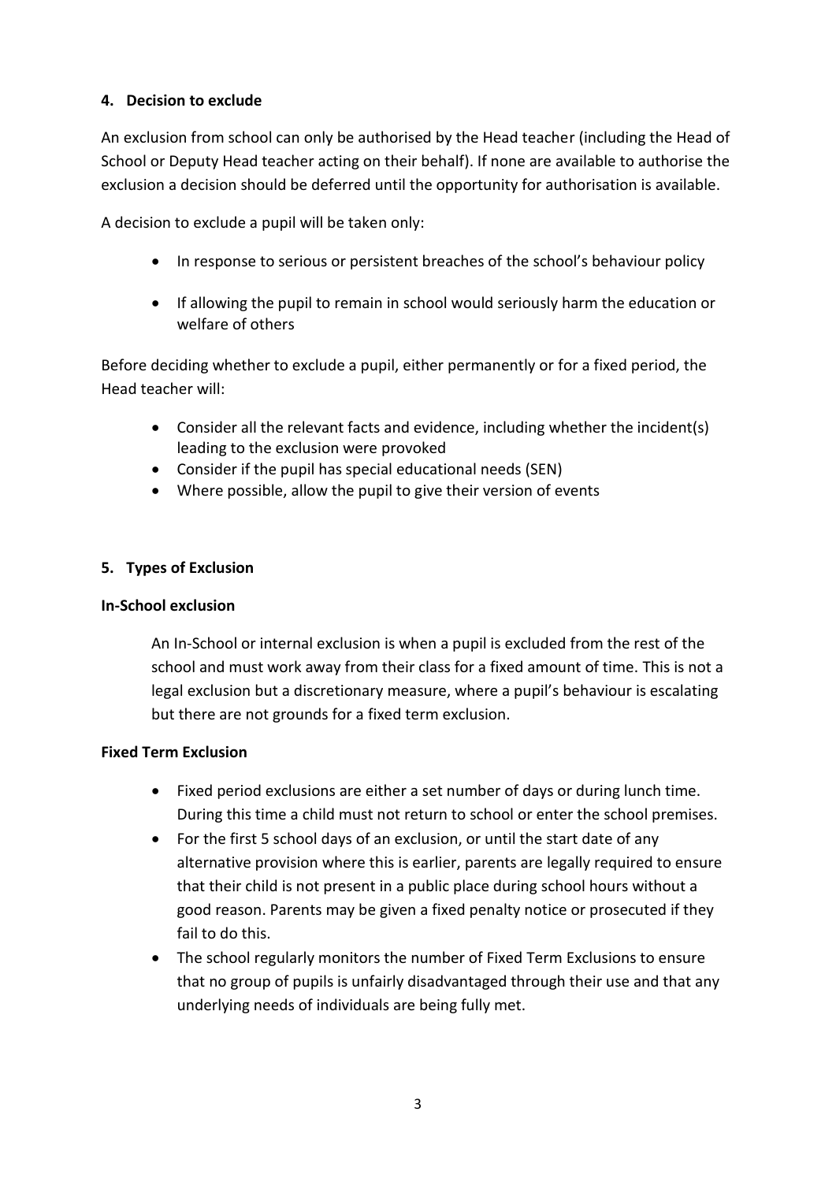## 4. Decision to exclude

An exclusion from school can only be authorised by the Head teacher (including the Head of School or Deputy Head teacher acting on their behalf). If none are available to authorise the exclusion a decision should be deferred until the opportunity for authorisation is available.

A decision to exclude a pupil will be taken only:

- In response to serious or persistent breaches of the school's behaviour policy
- If allowing the pupil to remain in school would seriously harm the education or welfare of others

Before deciding whether to exclude a pupil, either permanently or for a fixed period, the Head teacher will:

- Consider all the relevant facts and evidence, including whether the incident(s) leading to the exclusion were provoked
- Consider if the pupil has special educational needs (SEN)
- Where possible, allow the pupil to give their version of events

## 5. Types of Exclusion

### In-School exclusion

An In-School or internal exclusion is when a pupil is excluded from the rest of the school and must work away from their class for a fixed amount of time. This is not a legal exclusion but a discretionary measure, where a pupil's behaviour is escalating but there are not grounds for a fixed term exclusion.

### Fixed Term Exclusion

- Fixed period exclusions are either a set number of days or during lunch time. During this time a child must not return to school or enter the school premises.
- For the first 5 school days of an exclusion, or until the start date of any alternative provision where this is earlier, parents are legally required to ensure that their child is not present in a public place during school hours without a good reason. Parents may be given a fixed penalty notice or prosecuted if they fail to do this.
- The school regularly monitors the number of Fixed Term Exclusions to ensure that no group of pupils is unfairly disadvantaged through their use and that any underlying needs of individuals are being fully met.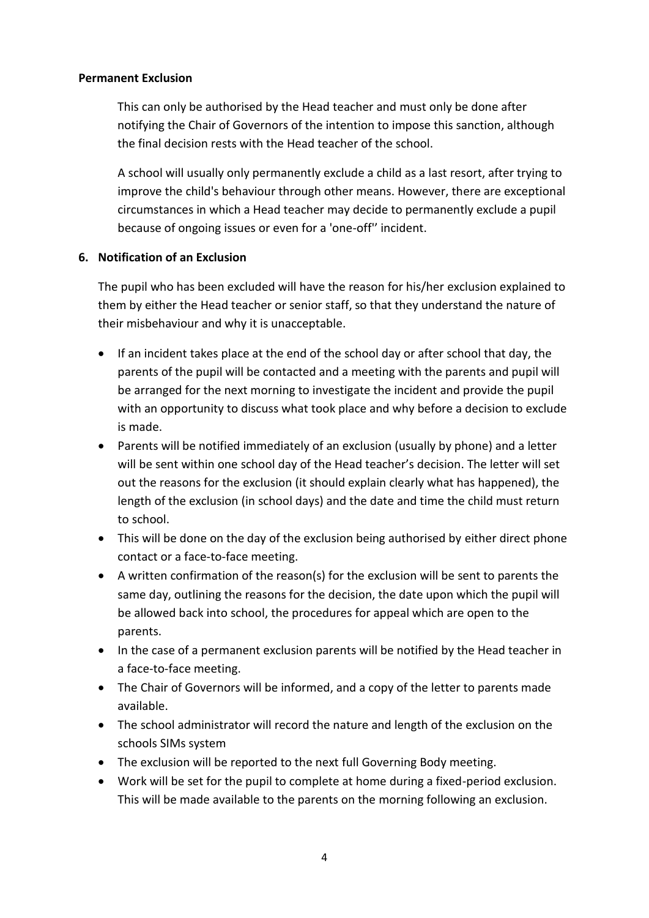**Permanent Exclusion**

This can only be authorised by the Head teacher and must only be done after notifying the Chair of Governors of the intention to impose this sanction, although the final decision rests with the Head teacher of the school.

A school will usually only permanently exclude a child as a last resort, after trying to improve the child's behaviour through other means. However, there are exceptional circumstances in which a Head teacher may decide to permanently exclude a pupil because of ongoing issues or even for a 'one-off'' incident.

**6. Notification of an Exclusion**

The pupil who has been excluded will have the reason for his/her exclusion explained to them by either the Head teacher or senior staff, so that they understand the nature of their misbehaviour and why it is unacceptable.

- If an incident takes place at the end of the school day or after school that day, the parents of the pupil will be contacted and a meeting with the parents and pupil will be arranged for the next morning to investigate the incident and provide the pupil with an opportunity to discuss what took place and why before a decision to exclude is made.
- Parents will be notified immediately of an exclusion (usually by phone) and a letter will be sent within one school day of the Head teacher's decision. The letter will set out the reasons for the exclusion (it should explain clearly what has happened), the length of the exclusion (in school days) and the date and time the child must return to school.
- This will be done on the day of the exclusion being authorised by either direct phone contact or a face-to-face meeting.
- A written confirmation of the reason(s) for the exclusion will be sent to parents the same day, outlining the reasons for the decision, the date upon which the pupil will be allowed back into school, the procedures for appeal which are open to the parents.
- In the case of a permanent exclusion parents will be notified by the Head teacher in a face-to-face meeting.
- The Chair of Governors will be informed, and a copy of the letter to parents made available.
- The school administrator will record the nature and length of the exclusion on the schools SIMs system
- The exclusion will be reported to the next full Governing Body meeting.
- Work will be set for the pupil to complete at home during a fixed-period exclusion. This will be made available to the parents on the morning following an exclusion.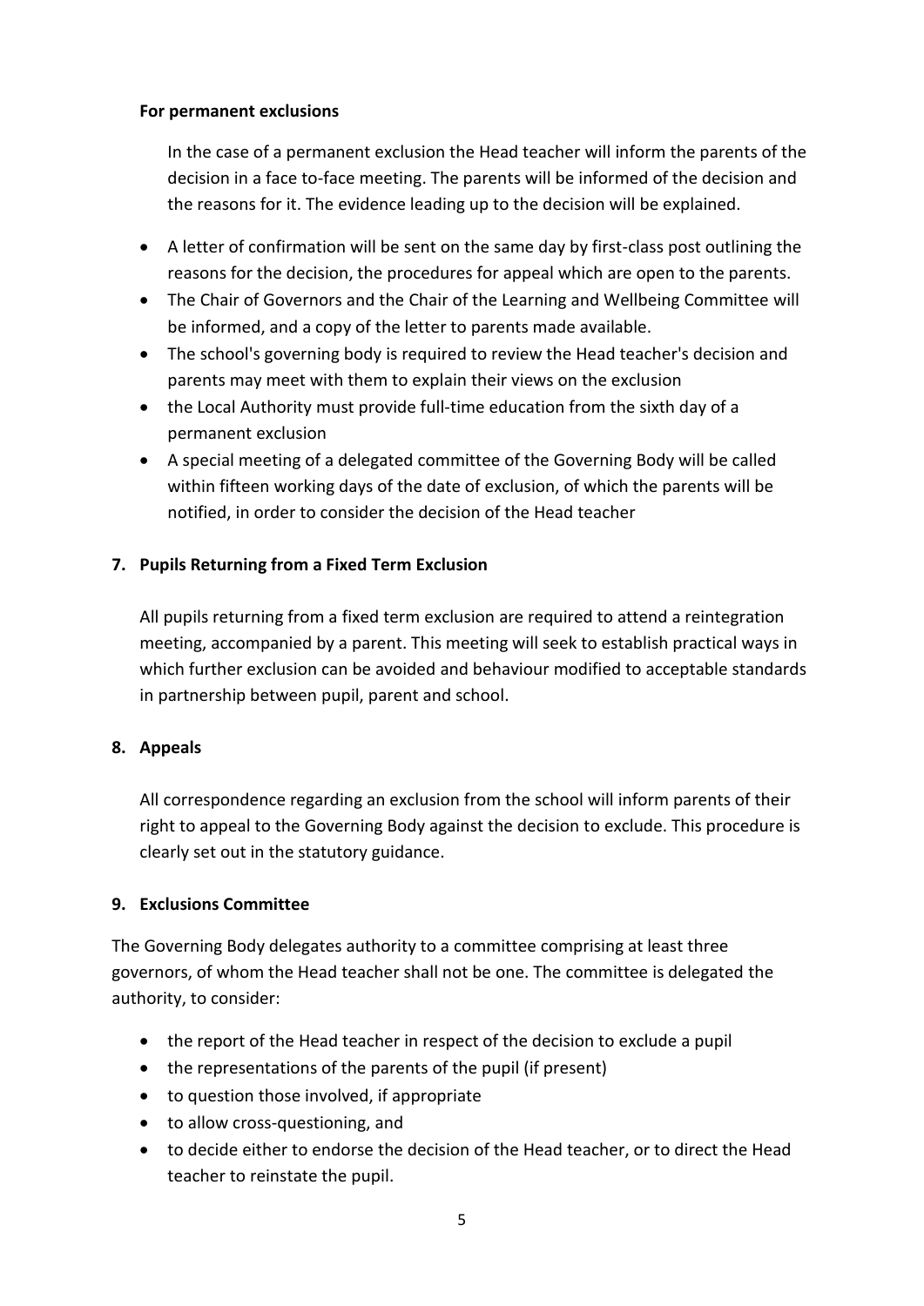**For permanent exclusions**

In the case of a permanent exclusion the Head teacher will inform the parents of the decision in a face to-face meeting. The parents will be informed of the decision and the reasons for it. The evidence leading up to the decision will be explained.

- A letter of confirmation will be sent on the same day by first-class post outlining the reasons for the decision, the procedures for appeal which are open to the parents.
- The Chair of Governors and the Chair of the Learning and Wellbeing Committee will be informed, and a copy of the letter to parents made available.
- The school's governing body is required to review the Head teacher's decision and parents may meet with them to explain their views on the exclusion
- the Local Authority must provide full-time education from the sixth day of a permanent exclusion
- A special meeting of a delegated committee of the Governing Body will be called within fifteen working days of the date of exclusion, of which the parents will be notified, in order to consider the decision of the Head teacher

## 7. Pupils Returning from a Fixed Term Exclusion

All pupils returning from a fixed term exclusion are required to attend a reintegration meeting, accompanied by a parent. This meeting will seek to establish practical ways in which further exclusion can be avoided and behaviour modified to acceptable standards in partnership between pupil, parent and school.

## 8. Appeals

All correspondence regarding an exclusion from the school will inform parents of their right to appeal to the Governing Body against the decision to exclude. This procedure is clearly set out in the statutory guidance.

## 9. Exclusions Committee

The Governing Body delegates authority to a committee comprising at least three governors, of whom the Head teacher shall not be one. The committee is delegated the authority, to consider:

- the report of the Head teacher in respect of the decision to exclude a pupil
- the representations of the parents of the pupil (if present)
- to question those involved, if appropriate
- to allow cross-questioning, and
- to decide either to endorse the decision of the Head teacher, or to direct the Head teacher to reinstate the pupil.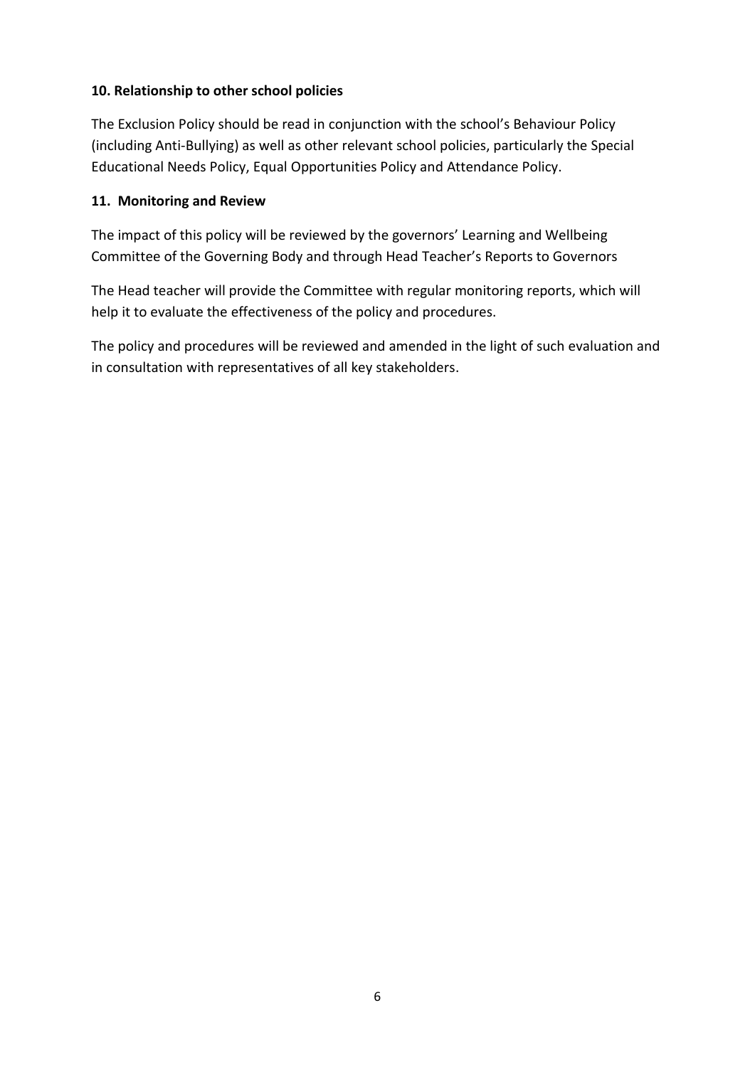## 10. Relationship to other school policies

The Exclusion Policy should be read in conjunction with the school's Behaviour Policy (including Anti-Bullying) as well as other relevant school policies, particularly the Special Educational Needs Policy, Equal Opportunities Policy and Attendance Policy.

## 11. Monitoring and Review

The impact of this policy will be reviewed by the governors' Learning and Wellbeing Committee of the Governing Body and through Head Teacher's Reports to Governors

The Head teacher will provide the Committee with regular monitoring reports, which will help it to evaluate the effectiveness of the policy and procedures.

The policy and procedures will be reviewed and amended in the light of such evaluation and in consultation with representatives of all key stakeholders.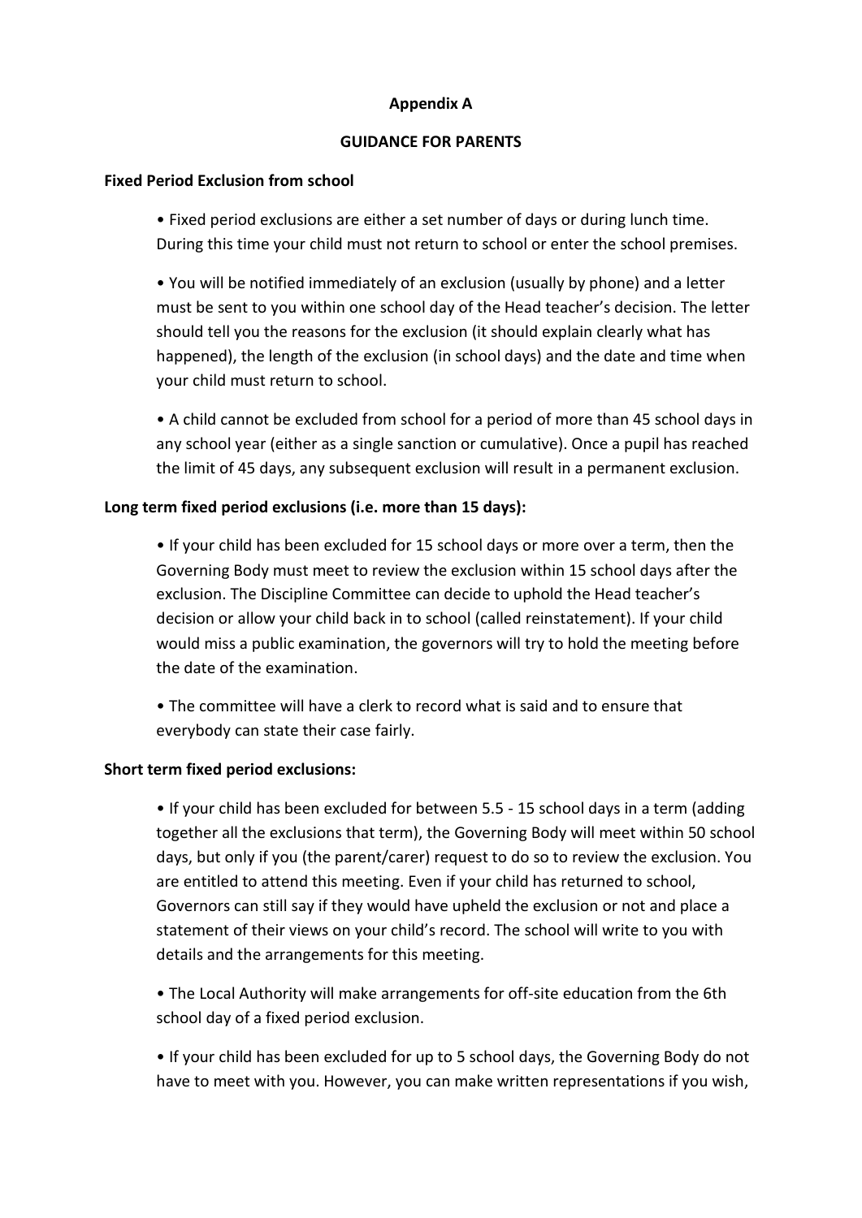**Appendix A**

**GUIDANCE FOR PARENTS**

**Fixed Period Exclusion from school**

- Fixed period exclusions are either a set number of days or during lunch time. During this time your child must not return to school or enter the school premises.
- You will be notified immediately of an exclusion (usually by phone) and a letter must be sent to you within one school day of the Head teacher's decision. The letter should tell you the reasons for the exclusion (it should explain clearly what has happened), the length of the exclusion (in school days) and the date and time when your child must return to school.
- A child cannot be excluded from school for a period of more than 45 school days in any school year (either as a single sanction or cumulative). Once a pupil has reached the limit of 45 days, any subsequent exclusion will result in a permanent exclusion.

**Long term fixed period exclusions (i.e. more than 15 days):**

- If your child has been excluded for 15 school days or more over a term, then the Governing Body must meet to review the exclusion within 15 school days after the exclusion. The Discipline Committee can decide to uphold the Head teacher's decision or allow your child back in to school (called reinstatement). If your child would miss a public examination, the governors will try to hold the meeting before the date of the examination.
- The committee will have a clerk to record what is said and to ensure that everybody can state their case fairly.

**Short term fixed period exclusions:**

- If your child has been excluded for between 5.5 - 15 school days in a term (adding together all the exclusions that term), the Governing Body will meet within 50 school days, but only if you (the parent/carer) request to do so to review the exclusion. You are entitled to attend this meeting. Even if your child has returned to school, Governors can still say if they would have upheld the exclusion or not and place a statement of their views on your child's record. The school will write to you with details and the arrangements for this meeting.
- The Local Authority will make arrangements for off-site education from the 6th school day of a fixed period exclusion.
- If your child has been excluded for up to 5 school days, the Governing Body do not have to meet with you. However, you can make written representations if you wish,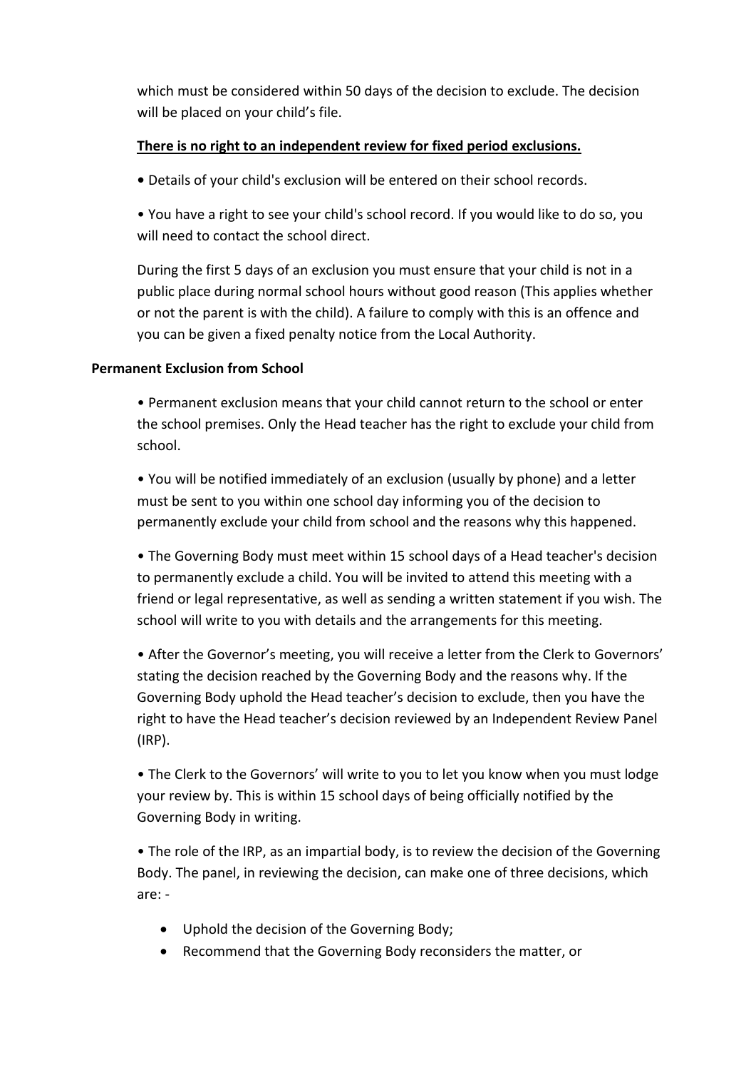which must be considered within 50 days of the decision to exclude. The decision will be placed on your child's file.

**There is no right to an independent review for fixed period exclusions.**

- Details of your child's exclusion will be entered on their school records.

- You have a right to see your child's school record. If you would like to do so, you will need to contact the school direct.

During the first 5 days of an exclusion you must ensure that your child is not in a public place during normal school hours without good reason (This applies whether or not the parent is with the child). A failure to comply with this is an offence and you can be given a fixed penalty notice from the Local Authority.

**Permanent Exclusion from School**

- Permanent exclusion means that your child cannot return to the school or enter the school premises. Only the Head teacher has the right to exclude your child from school.

- You will be notified immediately of an exclusion (usually by phone) and a letter must be sent to you within one school day informing you of the decision to permanently exclude your child from school and the reasons why this happened.

- The Governing Body must meet within 15 school days of a Head teacher's decision to permanently exclude a child. You will be invited to attend this meeting with a friend or legal representative, as well as sending a written statement if you wish. The school will write to you with details and the arrangements for this meeting.

- After the Governor's meeting, you will receive a letter from the Clerk to Governors' stating the decision reached by the Governing Body and the reasons why. If the Governing Body uphold the Head teacher's decision to exclude, then you have the right to have the Head teacher's decision reviewed by an Independent Review Panel (IRP).

- The Clerk to the Governors' will write to you to let you know when you must lodge your review by. This is within 15 school days of being officially notified by the Governing Body in writing.

- The role of the IRP, as an impartial body, is to review the decision of the Governing Body. The panel, in reviewing the decision, can make one of three decisions, which are: -

  - Uphold the decision of the Governing Body;
  - Recommend that the Governing Body reconsiders the matter, or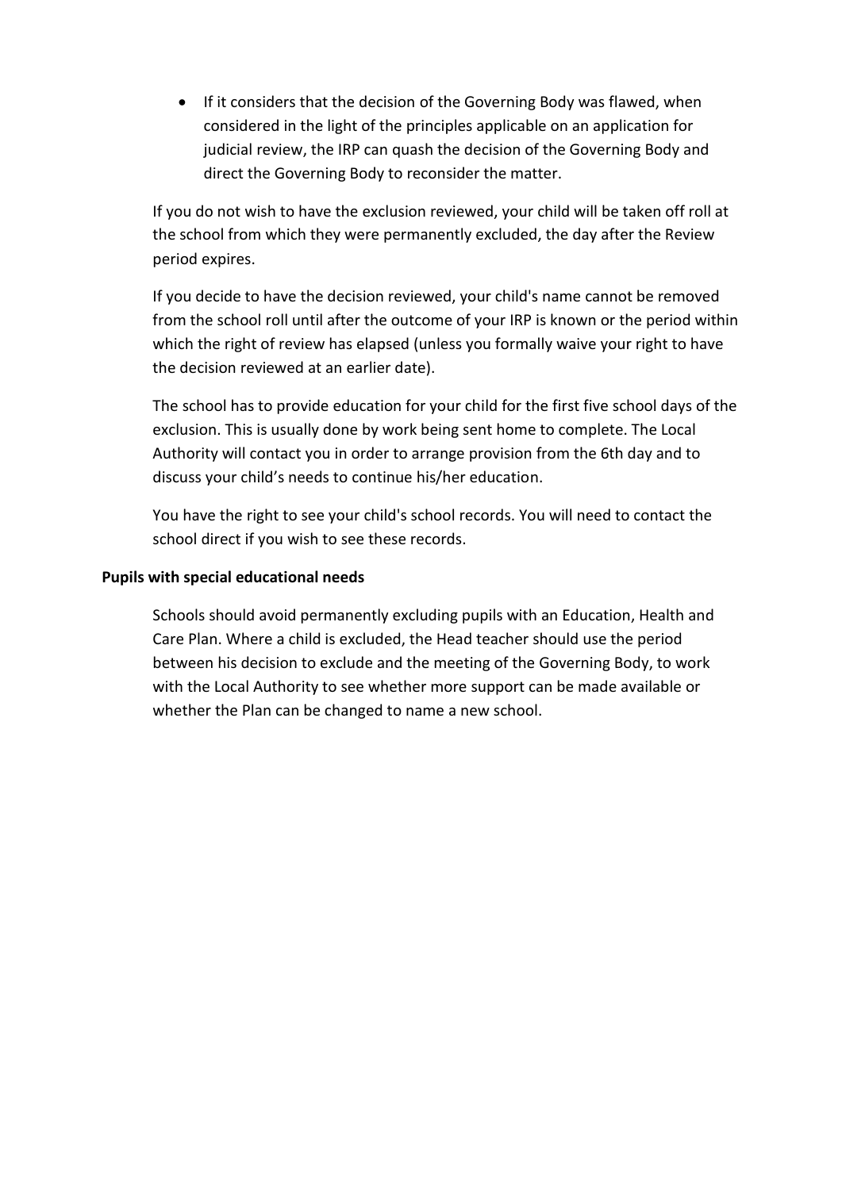- If it considers that the decision of the Governing Body was flawed, when considered in the light of the principles applicable on an application for judicial review, the IRP can quash the decision of the Governing Body and direct the Governing Body to reconsider the matter.

If you do not wish to have the exclusion reviewed, your child will be taken off roll at the school from which they were permanently excluded, the day after the Review period expires.

If you decide to have the decision reviewed, your child's name cannot be removed from the school roll until after the outcome of your IRP is known or the period within which the right of review has elapsed (unless you formally waive your right to have the decision reviewed at an earlier date).

The school has to provide education for your child for the first five school days of the exclusion. This is usually done by work being sent home to complete. The Local Authority will contact you in order to arrange provision from the 6th day and to discuss your child's needs to continue his/her education.

You have the right to see your child's school records. You will need to contact the school direct if you wish to see these records.

**Pupils with special educational needs**

Schools should avoid permanently excluding pupils with an Education, Health and Care Plan. Where a child is excluded, the Head teacher should use the period between his decision to exclude and the meeting of the Governing Body, to work with the Local Authority to see whether more support can be made available or whether the Plan can be changed to name a new school.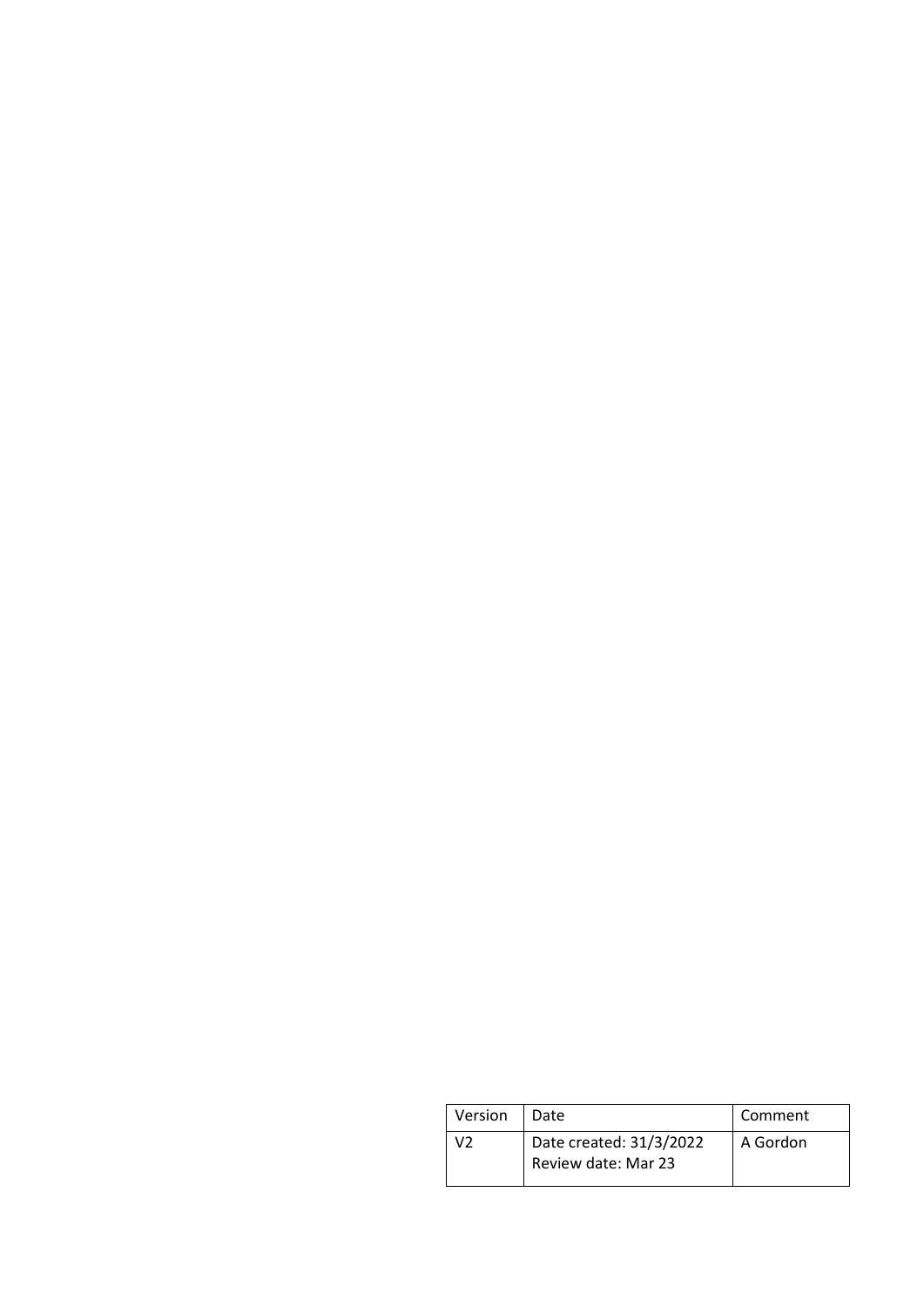| Version | Date | Comment |
| --- | --- | --- |
| V2 | Date created: 31/3/2022<br>Review date: Mar 23 | A Gordon |